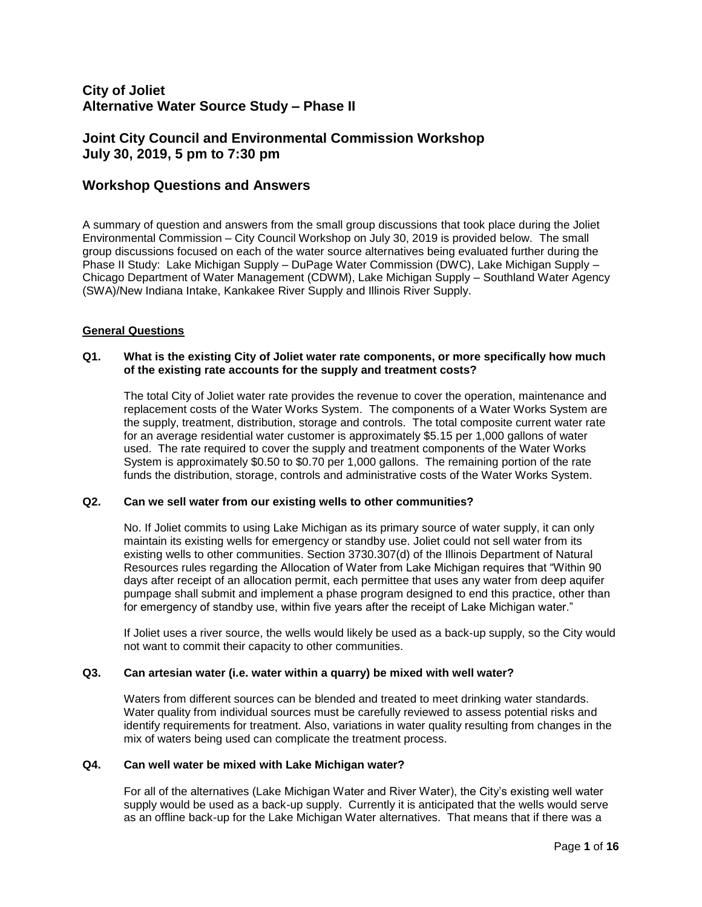# City of Joliet
# Alternative Water Source Study – Phase II

## Joint City Council and Environmental Commission Workshop
## July 30, 2019, 5 pm to 7:30 pm

## Workshop Questions and Answers

A summary of question and answers from the small group discussions that took place during the Joliet Environmental Commission – City Council Workshop on July 30, 2019 is provided below. The small group discussions focused on each of the water source alternatives being evaluated further during the Phase II Study: Lake Michigan Supply – DuPage Water Commission (DWC), Lake Michigan Supply – Chicago Department of Water Management (CDWM), Lake Michigan Supply – Southland Water Agency (SWA)/New Indiana Intake, Kankakee River Supply and Illinois River Supply.

### General Questions

**Q1. What is the existing City of Joliet water rate components, or more specifically how much of the existing rate accounts for the supply and treatment costs?**

The total City of Joliet water rate provides the revenue to cover the operation, maintenance and replacement costs of the Water Works System. The components of a Water Works System are the supply, treatment, distribution, storage and controls. The total composite current water rate for an average residential water customer is approximately $5.15 per 1,000 gallons of water used. The rate required to cover the supply and treatment components of the Water Works System is approximately $0.50 to $0.70 per 1,000 gallons. The remaining portion of the rate funds the distribution, storage, controls and administrative costs of the Water Works System.

**Q2. Can we sell water from our existing wells to other communities?**

No. If Joliet commits to using Lake Michigan as its primary source of water supply, it can only maintain its existing wells for emergency or standby use. Joliet could not sell water from its existing wells to other communities. Section 3730.307(d) of the Illinois Department of Natural Resources rules regarding the Allocation of Water from Lake Michigan requires that "Within 90 days after receipt of an allocation permit, each permittee that uses any water from deep aquifer pumpage shall submit and implement a phase program designed to end this practice, other than for emergency of standby use, within five years after the receipt of Lake Michigan water."

If Joliet uses a river source, the wells would likely be used as a back-up supply, so the City would not want to commit their capacity to other communities.

**Q3. Can artesian water (i.e. water within a quarry) be mixed with well water?**

Waters from different sources can be blended and treated to meet drinking water standards. Water quality from individual sources must be carefully reviewed to assess potential risks and identify requirements for treatment. Also, variations in water quality resulting from changes in the mix of waters being used can complicate the treatment process.

**Q4. Can well water be mixed with Lake Michigan water?**

For all of the alternatives (Lake Michigan Water and River Water), the City's existing well water supply would be used as a back-up supply. Currently it is anticipated that the wells would serve as an offline back-up for the Lake Michigan Water alternatives. That means that if there was a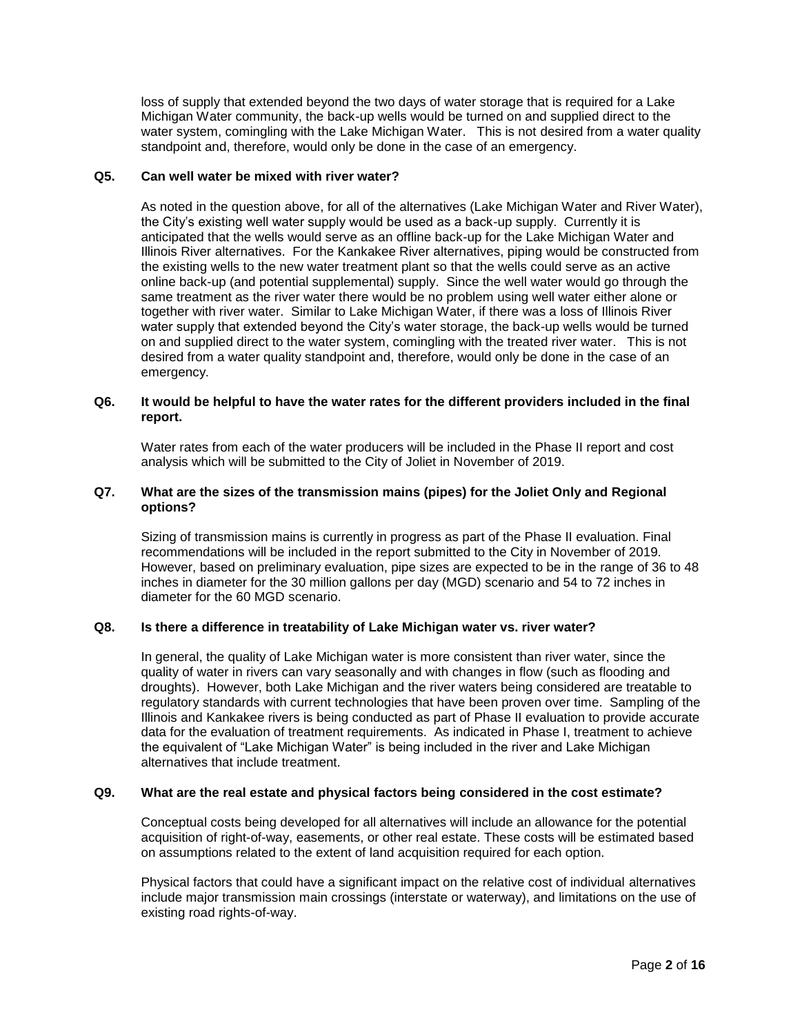loss of supply that extended beyond the two days of water storage that is required for a Lake Michigan Water community, the back-up wells would be turned on and supplied direct to the water system, comingling with the Lake Michigan Water. This is not desired from a water quality standpoint and, therefore, would only be done in the case of an emergency.

**Q5. Can well water be mixed with river water?**

As noted in the question above, for all of the alternatives (Lake Michigan Water and River Water), the City's existing well water supply would be used as a back-up supply. Currently it is anticipated that the wells would serve as an offline back-up for the Lake Michigan Water and Illinois River alternatives. For the Kankakee River alternatives, piping would be constructed from the existing wells to the new water treatment plant so that the wells could serve as an active online back-up (and potential supplemental) supply. Since the well water would go through the same treatment as the river water there would be no problem using well water either alone or together with river water. Similar to Lake Michigan Water, if there was a loss of Illinois River water supply that extended beyond the City's water storage, the back-up wells would be turned on and supplied direct to the water system, comingling with the treated river water. This is not desired from a water quality standpoint and, therefore, would only be done in the case of an emergency.

**Q6. It would be helpful to have the water rates for the different providers included in the final report.**

Water rates from each of the water producers will be included in the Phase II report and cost analysis which will be submitted to the City of Joliet in November of 2019.

**Q7. What are the sizes of the transmission mains (pipes) for the Joliet Only and Regional options?**

Sizing of transmission mains is currently in progress as part of the Phase II evaluation. Final recommendations will be included in the report submitted to the City in November of 2019. However, based on preliminary evaluation, pipe sizes are expected to be in the range of 36 to 48 inches in diameter for the 30 million gallons per day (MGD) scenario and 54 to 72 inches in diameter for the 60 MGD scenario.

**Q8. Is there a difference in treatability of Lake Michigan water vs. river water?**

In general, the quality of Lake Michigan water is more consistent than river water, since the quality of water in rivers can vary seasonally and with changes in flow (such as flooding and droughts). However, both Lake Michigan and the river waters being considered are treatable to regulatory standards with current technologies that have been proven over time. Sampling of the Illinois and Kankakee rivers is being conducted as part of Phase II evaluation to provide accurate data for the evaluation of treatment requirements. As indicated in Phase I, treatment to achieve the equivalent of "Lake Michigan Water" is being included in the river and Lake Michigan alternatives that include treatment.

**Q9. What are the real estate and physical factors being considered in the cost estimate?**

Conceptual costs being developed for all alternatives will include an allowance for the potential acquisition of right-of-way, easements, or other real estate. These costs will be estimated based on assumptions related to the extent of land acquisition required for each option.

Physical factors that could have a significant impact on the relative cost of individual alternatives include major transmission main crossings (interstate or waterway), and limitations on the use of existing road rights-of-way.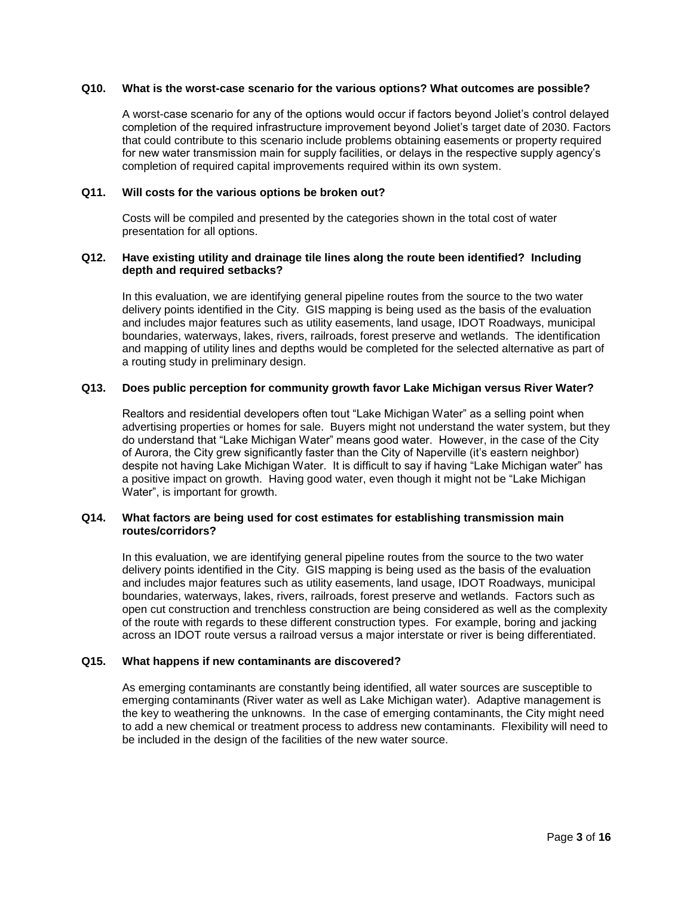**Q10. What is the worst-case scenario for the various options? What outcomes are possible?**

A worst-case scenario for any of the options would occur if factors beyond Joliet's control delayed completion of the required infrastructure improvement beyond Joliet's target date of 2030. Factors that could contribute to this scenario include problems obtaining easements or property required for new water transmission main for supply facilities, or delays in the respective supply agency's completion of required capital improvements required within its own system.

**Q11. Will costs for the various options be broken out?**

Costs will be compiled and presented by the categories shown in the total cost of water presentation for all options.

**Q12. Have existing utility and drainage tile lines along the route been identified? Including depth and required setbacks?**

In this evaluation, we are identifying general pipeline routes from the source to the two water delivery points identified in the City. GIS mapping is being used as the basis of the evaluation and includes major features such as utility easements, land usage, IDOT Roadways, municipal boundaries, waterways, lakes, rivers, railroads, forest preserve and wetlands. The identification and mapping of utility lines and depths would be completed for the selected alternative as part of a routing study in preliminary design.

**Q13. Does public perception for community growth favor Lake Michigan versus River Water?**

Realtors and residential developers often tout "Lake Michigan Water" as a selling point when advertising properties or homes for sale. Buyers might not understand the water system, but they do understand that "Lake Michigan Water" means good water. However, in the case of the City of Aurora, the City grew significantly faster than the City of Naperville (it's eastern neighbor) despite not having Lake Michigan Water. It is difficult to say if having "Lake Michigan water" has a positive impact on growth. Having good water, even though it might not be "Lake Michigan Water", is important for growth.

**Q14. What factors are being used for cost estimates for establishing transmission main routes/corridors?**

In this evaluation, we are identifying general pipeline routes from the source to the two water delivery points identified in the City. GIS mapping is being used as the basis of the evaluation and includes major features such as utility easements, land usage, IDOT Roadways, municipal boundaries, waterways, lakes, rivers, railroads, forest preserve and wetlands. Factors such as open cut construction and trenchless construction are being considered as well as the complexity of the route with regards to these different construction types. For example, boring and jacking across an IDOT route versus a railroad versus a major interstate or river is being differentiated.

**Q15. What happens if new contaminants are discovered?**

As emerging contaminants are constantly being identified, all water sources are susceptible to emerging contaminants (River water as well as Lake Michigan water). Adaptive management is the key to weathering the unknowns. In the case of emerging contaminants, the City might need to add a new chemical or treatment process to address new contaminants. Flexibility will need to be included in the design of the facilities of the new water source.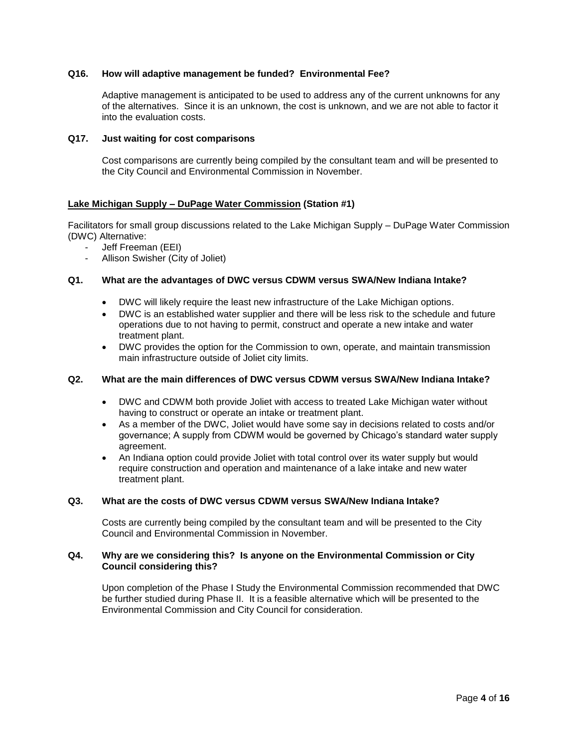**Q16. How will adaptive management be funded? Environmental Fee?**

Adaptive management is anticipated to be used to address any of the current unknowns for any of the alternatives. Since it is an unknown, the cost is unknown, and we are not able to factor it into the evaluation costs.

**Q17. Just waiting for cost comparisons**

Cost comparisons are currently being compiled by the consultant team and will be presented to the City Council and Environmental Commission in November.

**<u>Lake Michigan Supply – DuPage Water Commission</u> (Station #1)**

Facilitators for small group discussions related to the Lake Michigan Supply – DuPage Water Commission (DWC) Alternative:

- Jeff Freeman (EEI)
- Allison Swisher (City of Joliet)

**Q1. What are the advantages of DWC versus CDWM versus SWA/New Indiana Intake?**

- DWC will likely require the least new infrastructure of the Lake Michigan options.
- DWC is an established water supplier and there will be less risk to the schedule and future operations due to not having to permit, construct and operate a new intake and water treatment plant.
- DWC provides the option for the Commission to own, operate, and maintain transmission main infrastructure outside of Joliet city limits.

**Q2. What are the main differences of DWC versus CDWM versus SWA/New Indiana Intake?**

- DWC and CDWM both provide Joliet with access to treated Lake Michigan water without having to construct or operate an intake or treatment plant.
- As a member of the DWC, Joliet would have some say in decisions related to costs and/or governance; A supply from CDWM would be governed by Chicago's standard water supply agreement.
- An Indiana option could provide Joliet with total control over its water supply but would require construction and operation and maintenance of a lake intake and new water treatment plant.

**Q3. What are the costs of DWC versus CDWM versus SWA/New Indiana Intake?**

Costs are currently being compiled by the consultant team and will be presented to the City Council and Environmental Commission in November.

**Q4. Why are we considering this? Is anyone on the Environmental Commission or City Council considering this?**

Upon completion of the Phase I Study the Environmental Commission recommended that DWC be further studied during Phase II. It is a feasible alternative which will be presented to the Environmental Commission and City Council for consideration.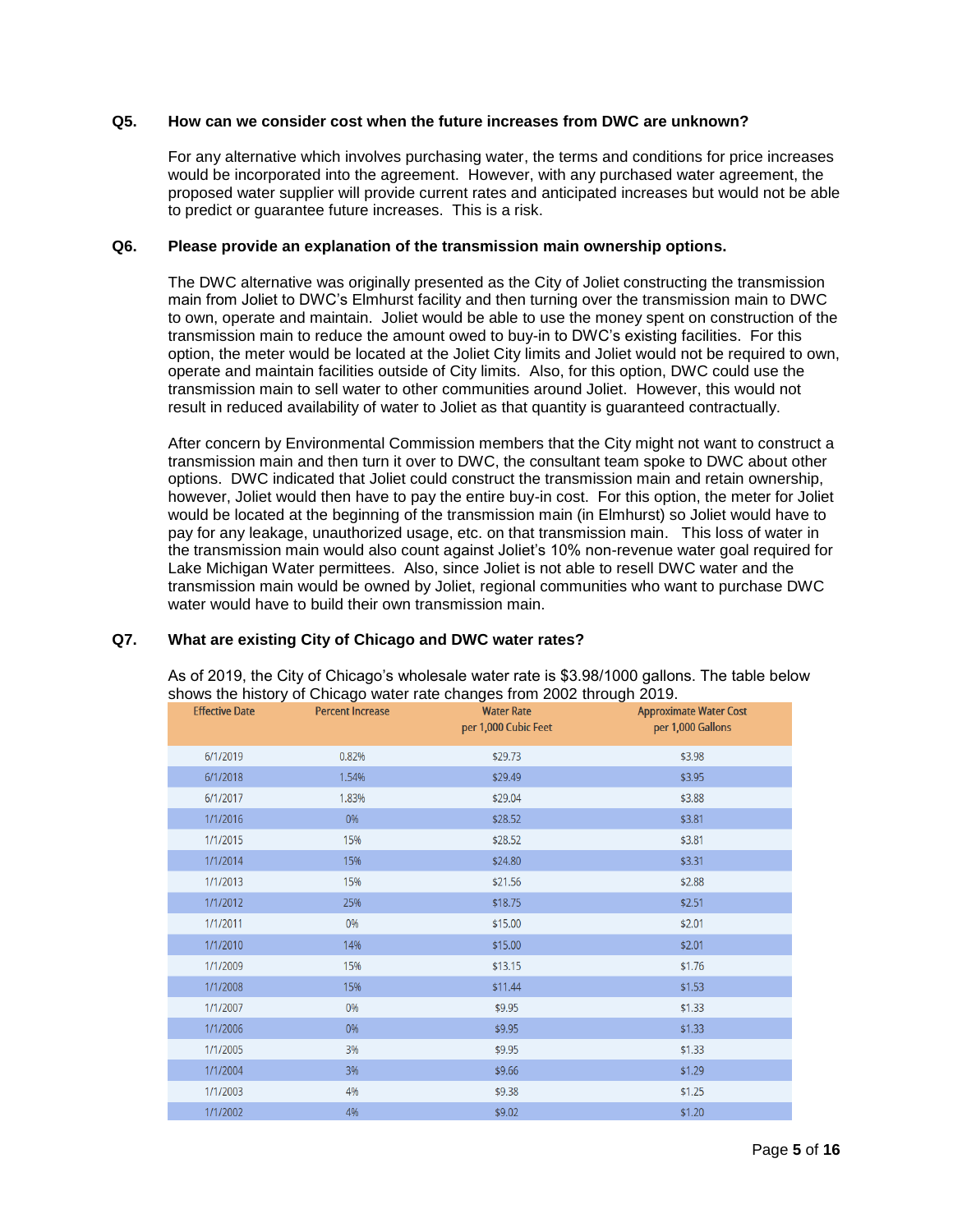**Q5. How can we consider cost when the future increases from DWC are unknown?**

For any alternative which involves purchasing water, the terms and conditions for price increases would be incorporated into the agreement. However, with any purchased water agreement, the proposed water supplier will provide current rates and anticipated increases but would not be able to predict or guarantee future increases. This is a risk.

**Q6. Please provide an explanation of the transmission main ownership options.**

The DWC alternative was originally presented as the City of Joliet constructing the transmission main from Joliet to DWC's Elmhurst facility and then turning over the transmission main to DWC to own, operate and maintain. Joliet would be able to use the money spent on construction of the transmission main to reduce the amount owed to buy-in to DWC's existing facilities. For this option, the meter would be located at the Joliet City limits and Joliet would not be required to own, operate and maintain facilities outside of City limits. Also, for this option, DWC could use the transmission main to sell water to other communities around Joliet. However, this would not result in reduced availability of water to Joliet as that quantity is guaranteed contractually.

After concern by Environmental Commission members that the City might not want to construct a transmission main and then turn it over to DWC, the consultant team spoke to DWC about other options. DWC indicated that Joliet could construct the transmission main and retain ownership, however, Joliet would then have to pay the entire buy-in cost. For this option, the meter for Joliet would be located at the beginning of the transmission main (in Elmhurst) so Joliet would have to pay for any leakage, unauthorized usage, etc. on that transmission main. This loss of water in the transmission main would also count against Joliet's 10% non-revenue water goal required for Lake Michigan Water permittees. Also, since Joliet is not able to resell DWC water and the transmission main would be owned by Joliet, regional communities who want to purchase DWC water would have to build their own transmission main.

**Q7. What are existing City of Chicago and DWC water rates?**

As of 2019, the City of Chicago's wholesale water rate is $3.98/1000 gallons. The table below shows the history of Chicago water rate changes from 2002 through 2019.

| Effective Date | Percent Increase | Water Rate per 1,000 Cubic Feet | Approximate Water Cost per 1,000 Gallons |
|---|---|---|---|
| 6/1/2019 | 0.82% | $29.73 | $3.98 |
| 6/1/2018 | 1.54% | $29.49 | $3.95 |
| 6/1/2017 | 1.83% | $29.04 | $3.88 |
| 1/1/2016 | 0% | $28.52 | $3.81 |
| 1/1/2015 | 15% | $28.52 | $3.81 |
| 1/1/2014 | 15% | $24.80 | $3.31 |
| 1/1/2013 | 15% | $21.56 | $2.88 |
| 1/1/2012 | 25% | $18.75 | $2.51 |
| 1/1/2011 | 0% | $15.00 | $2.01 |
| 1/1/2010 | 14% | $15.00 | $2.01 |
| 1/1/2009 | 15% | $13.15 | $1.76 |
| 1/1/2008 | 15% | $11.44 | $1.53 |
| 1/1/2007 | 0% | $9.95 | $1.33 |
| 1/1/2006 | 0% | $9.95 | $1.33 |
| 1/1/2005 | 3% | $9.95 | $1.33 |
| 1/1/2004 | 3% | $9.66 | $1.29 |
| 1/1/2003 | 4% | $9.38 | $1.25 |
| 1/1/2002 | 4% | $9.02 | $1.20 |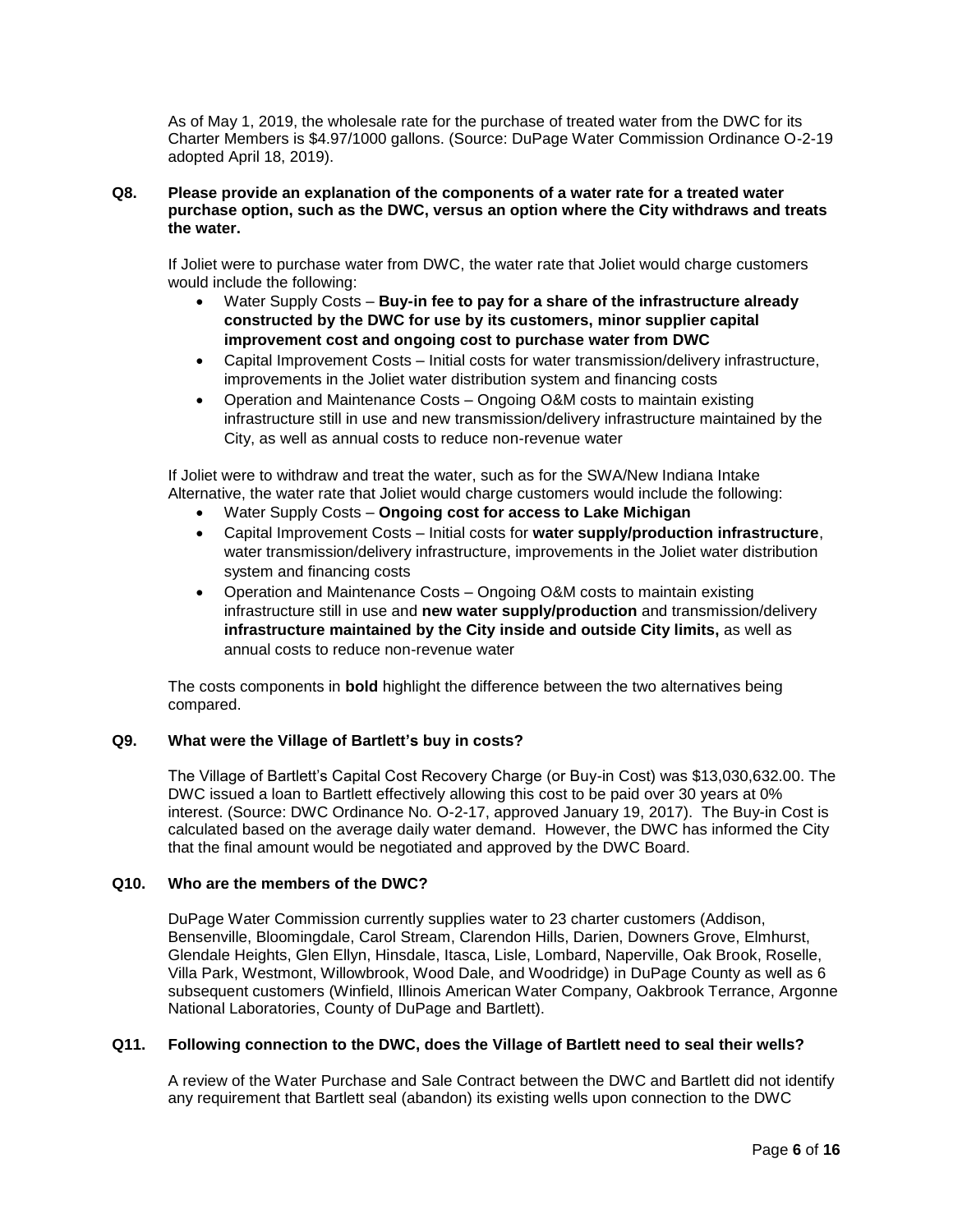As of May 1, 2019, the wholesale rate for the purchase of treated water from the DWC for its Charter Members is $4.97/1000 gallons. (Source: DuPage Water Commission Ordinance O-2-19 adopted April 18, 2019).

**Q8. Please provide an explanation of the components of a water rate for a treated water purchase option, such as the DWC, versus an option where the City withdraws and treats the water.**

If Joliet were to purchase water from DWC, the water rate that Joliet would charge customers would include the following:

- Water Supply Costs – **Buy-in fee to pay for a share of the infrastructure already constructed by the DWC for use by its customers, minor supplier capital improvement cost and ongoing cost to purchase water from DWC**
- Capital Improvement Costs – Initial costs for water transmission/delivery infrastructure, improvements in the Joliet water distribution system and financing costs
- Operation and Maintenance Costs – Ongoing O&M costs to maintain existing infrastructure still in use and new transmission/delivery infrastructure maintained by the City, as well as annual costs to reduce non-revenue water

If Joliet were to withdraw and treat the water, such as for the SWA/New Indiana Intake Alternative, the water rate that Joliet would charge customers would include the following:

- Water Supply Costs – **Ongoing cost for access to Lake Michigan**
- Capital Improvement Costs – Initial costs for **water supply/production infrastructure**, water transmission/delivery infrastructure, improvements in the Joliet water distribution system and financing costs
- Operation and Maintenance Costs – Ongoing O&M costs to maintain existing infrastructure still in use and **new water supply/production** and transmission/delivery **infrastructure maintained by the City inside and outside City limits,** as well as annual costs to reduce non-revenue water

The costs components in **bold** highlight the difference between the two alternatives being compared.

**Q9. What were the Village of Bartlett's buy in costs?**

The Village of Bartlett's Capital Cost Recovery Charge (or Buy-in Cost) was $13,030,632.00. The DWC issued a loan to Bartlett effectively allowing this cost to be paid over 30 years at 0% interest. (Source: DWC Ordinance No. O-2-17, approved January 19, 2017). The Buy-in Cost is calculated based on the average daily water demand. However, the DWC has informed the City that the final amount would be negotiated and approved by the DWC Board.

**Q10. Who are the members of the DWC?**

DuPage Water Commission currently supplies water to 23 charter customers (Addison, Bensenville, Bloomingdale, Carol Stream, Clarendon Hills, Darien, Downers Grove, Elmhurst, Glendale Heights, Glen Ellyn, Hinsdale, Itasca, Lisle, Lombard, Naperville, Oak Brook, Roselle, Villa Park, Westmont, Willowbrook, Wood Dale, and Woodridge) in DuPage County as well as 6 subsequent customers (Winfield, Illinois American Water Company, Oakbrook Terrance, Argonne National Laboratories, County of DuPage and Bartlett).

**Q11. Following connection to the DWC, does the Village of Bartlett need to seal their wells?**

A review of the Water Purchase and Sale Contract between the DWC and Bartlett did not identify any requirement that Bartlett seal (abandon) its existing wells upon connection to the DWC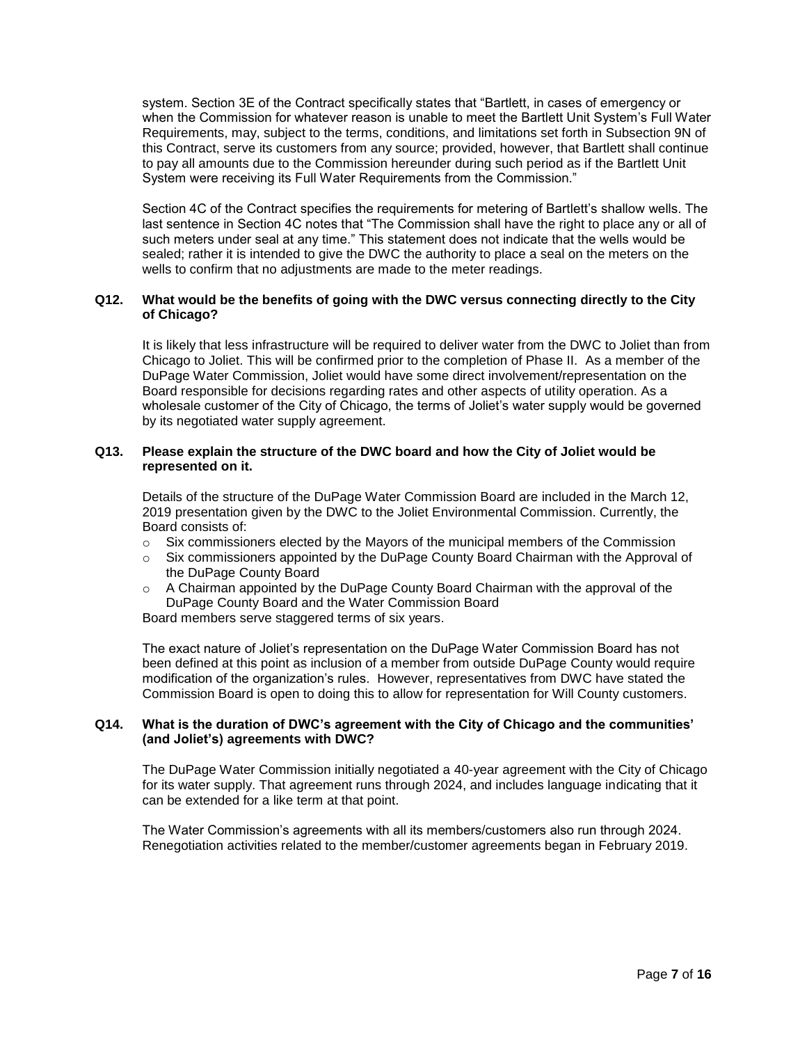system. Section 3E of the Contract specifically states that "Bartlett, in cases of emergency or when the Commission for whatever reason is unable to meet the Bartlett Unit System's Full Water Requirements, may, subject to the terms, conditions, and limitations set forth in Subsection 9N of this Contract, serve its customers from any source; provided, however, that Bartlett shall continue to pay all amounts due to the Commission hereunder during such period as if the Bartlett Unit System were receiving its Full Water Requirements from the Commission."

Section 4C of the Contract specifies the requirements for metering of Bartlett's shallow wells. The last sentence in Section 4C notes that "The Commission shall have the right to place any or all of such meters under seal at any time." This statement does not indicate that the wells would be sealed; rather it is intended to give the DWC the authority to place a seal on the meters on the wells to confirm that no adjustments are made to the meter readings.

**Q12. What would be the benefits of going with the DWC versus connecting directly to the City of Chicago?**

It is likely that less infrastructure will be required to deliver water from the DWC to Joliet than from Chicago to Joliet. This will be confirmed prior to the completion of Phase II. As a member of the DuPage Water Commission, Joliet would have some direct involvement/representation on the Board responsible for decisions regarding rates and other aspects of utility operation. As a wholesale customer of the City of Chicago, the terms of Joliet's water supply would be governed by its negotiated water supply agreement.

**Q13. Please explain the structure of the DWC board and how the City of Joliet would be represented on it.**

Details of the structure of the DuPage Water Commission Board are included in the March 12, 2019 presentation given by the DWC to the Joliet Environmental Commission. Currently, the Board consists of:

- Six commissioners elected by the Mayors of the municipal members of the Commission
- Six commissioners appointed by the DuPage County Board Chairman with the Approval of the DuPage County Board
- A Chairman appointed by the DuPage County Board Chairman with the approval of the DuPage County Board and the Water Commission Board

Board members serve staggered terms of six years.

The exact nature of Joliet's representation on the DuPage Water Commission Board has not been defined at this point as inclusion of a member from outside DuPage County would require modification of the organization's rules. However, representatives from DWC have stated the Commission Board is open to doing this to allow for representation for Will County customers.

**Q14. What is the duration of DWC's agreement with the City of Chicago and the communities' (and Joliet's) agreements with DWC?**

The DuPage Water Commission initially negotiated a 40-year agreement with the City of Chicago for its water supply. That agreement runs through 2024, and includes language indicating that it can be extended for a like term at that point.

The Water Commission's agreements with all its members/customers also run through 2024. Renegotiation activities related to the member/customer agreements began in February 2019.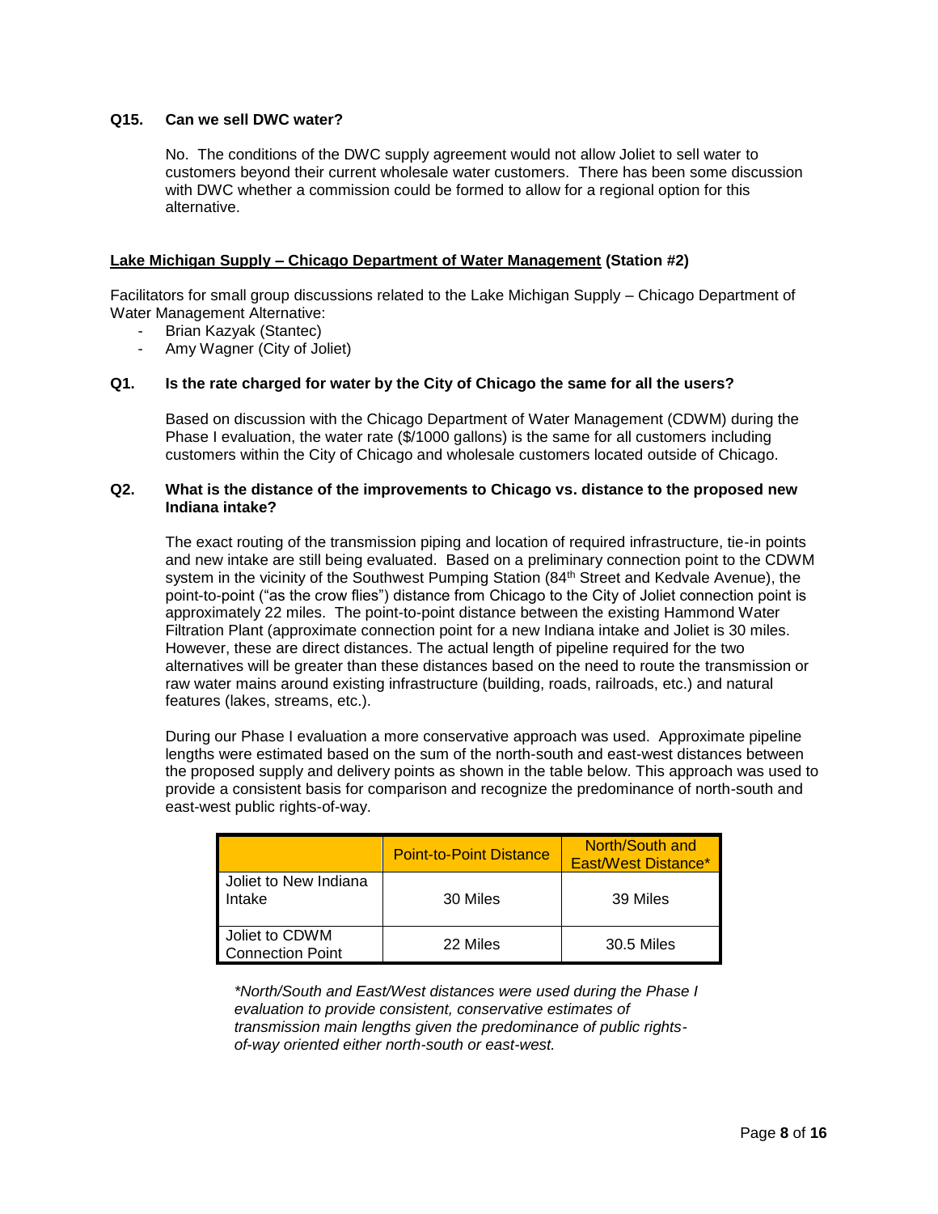**Q15. Can we sell DWC water?**

No. The conditions of the DWC supply agreement would not allow Joliet to sell water to customers beyond their current wholesale water customers. There has been some discussion with DWC whether a commission could be formed to allow for a regional option for this alternative.

**Lake Michigan Supply – Chicago Department of Water Management (Station #2)**

Facilitators for small group discussions related to the Lake Michigan Supply – Chicago Department of Water Management Alternative:

- Brian Kazyak (Stantec)
- Amy Wagner (City of Joliet)

**Q1. Is the rate charged for water by the City of Chicago the same for all the users?**

Based on discussion with the Chicago Department of Water Management (CDWM) during the Phase I evaluation, the water rate ($/1000 gallons) is the same for all customers including customers within the City of Chicago and wholesale customers located outside of Chicago.

**Q2. What is the distance of the improvements to Chicago vs. distance to the proposed new Indiana intake?**

The exact routing of the transmission piping and location of required infrastructure, tie-in points and new intake are still being evaluated. Based on a preliminary connection point to the CDWM system in the vicinity of the Southwest Pumping Station (84th Street and Kedvale Avenue), the point-to-point ("as the crow flies") distance from Chicago to the City of Joliet connection point is approximately 22 miles. The point-to-point distance between the existing Hammond Water Filtration Plant (approximate connection point for a new Indiana intake and Joliet is 30 miles. However, these are direct distances. The actual length of pipeline required for the two alternatives will be greater than these distances based on the need to route the transmission or raw water mains around existing infrastructure (building, roads, railroads, etc.) and natural features (lakes, streams, etc.).

During our Phase I evaluation a more conservative approach was used. Approximate pipeline lengths were estimated based on the sum of the north-south and east-west distances between the proposed supply and delivery points as shown in the table below. This approach was used to provide a consistent basis for comparison and recognize the predominance of north-south and east-west public rights-of-way.

| | Point-to-Point Distance | North/South and East/West Distance* |
|---|---|---|
| Joliet to New Indiana Intake | 30 Miles | 39 Miles |
| Joliet to CDWM Connection Point | 22 Miles | 30.5 Miles |

*\*North/South and East/West distances were used during the Phase I evaluation to provide consistent, conservative estimates of transmission main lengths given the predominance of public rights-of-way oriented either north-south or east-west.*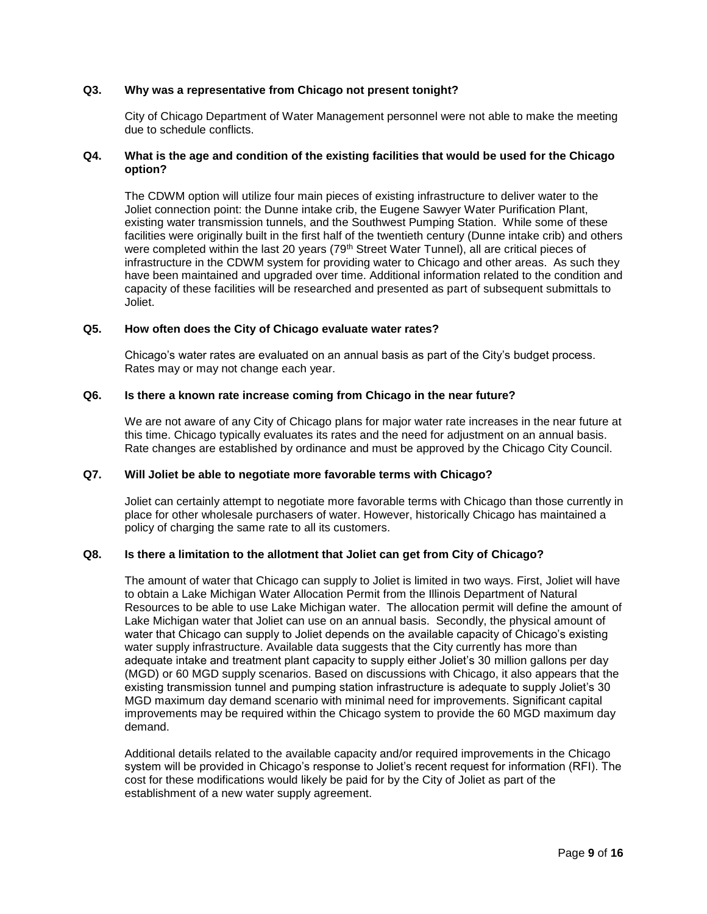**Q3. Why was a representative from Chicago not present tonight?**

City of Chicago Department of Water Management personnel were not able to make the meeting due to schedule conflicts.

**Q4. What is the age and condition of the existing facilities that would be used for the Chicago option?**

The CDWM option will utilize four main pieces of existing infrastructure to deliver water to the Joliet connection point: the Dunne intake crib, the Eugene Sawyer Water Purification Plant, existing water transmission tunnels, and the Southwest Pumping Station. While some of these facilities were originally built in the first half of the twentieth century (Dunne intake crib) and others were completed within the last 20 years (79th Street Water Tunnel), all are critical pieces of infrastructure in the CDWM system for providing water to Chicago and other areas. As such they have been maintained and upgraded over time. Additional information related to the condition and capacity of these facilities will be researched and presented as part of subsequent submittals to Joliet.

**Q5. How often does the City of Chicago evaluate water rates?**

Chicago's water rates are evaluated on an annual basis as part of the City's budget process. Rates may or may not change each year.

**Q6. Is there a known rate increase coming from Chicago in the near future?**

We are not aware of any City of Chicago plans for major water rate increases in the near future at this time. Chicago typically evaluates its rates and the need for adjustment on an annual basis. Rate changes are established by ordinance and must be approved by the Chicago City Council.

**Q7. Will Joliet be able to negotiate more favorable terms with Chicago?**

Joliet can certainly attempt to negotiate more favorable terms with Chicago than those currently in place for other wholesale purchasers of water. However, historically Chicago has maintained a policy of charging the same rate to all its customers.

**Q8. Is there a limitation to the allotment that Joliet can get from City of Chicago?**

The amount of water that Chicago can supply to Joliet is limited in two ways. First, Joliet will have to obtain a Lake Michigan Water Allocation Permit from the Illinois Department of Natural Resources to be able to use Lake Michigan water. The allocation permit will define the amount of Lake Michigan water that Joliet can use on an annual basis. Secondly, the physical amount of water that Chicago can supply to Joliet depends on the available capacity of Chicago's existing water supply infrastructure. Available data suggests that the City currently has more than adequate intake and treatment plant capacity to supply either Joliet's 30 million gallons per day (MGD) or 60 MGD supply scenarios. Based on discussions with Chicago, it also appears that the existing transmission tunnel and pumping station infrastructure is adequate to supply Joliet's 30 MGD maximum day demand scenario with minimal need for improvements. Significant capital improvements may be required within the Chicago system to provide the 60 MGD maximum day demand.

Additional details related to the available capacity and/or required improvements in the Chicago system will be provided in Chicago's response to Joliet's recent request for information (RFI). The cost for these modifications would likely be paid for by the City of Joliet as part of the establishment of a new water supply agreement.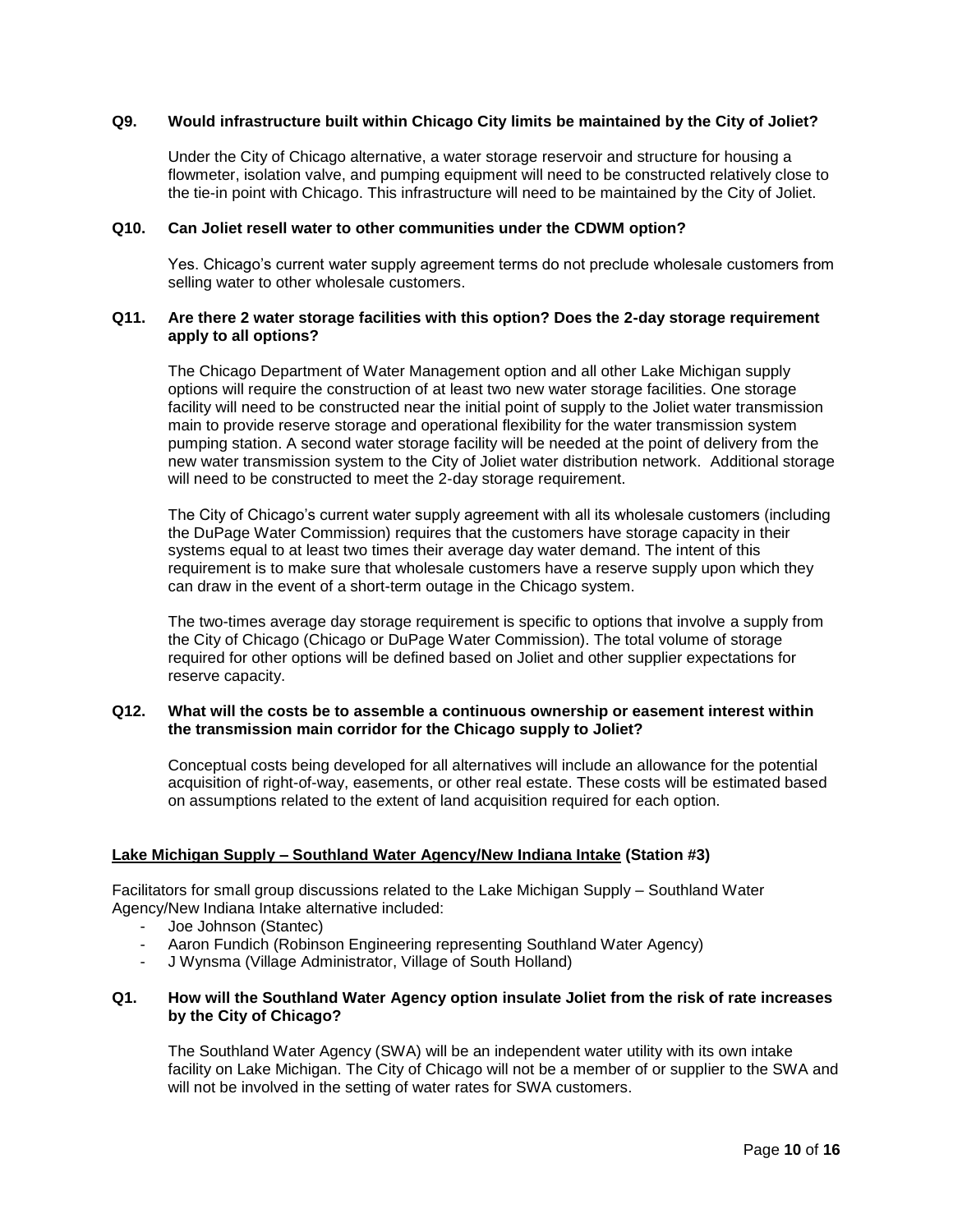**Q9. Would infrastructure built within Chicago City limits be maintained by the City of Joliet?**

Under the City of Chicago alternative, a water storage reservoir and structure for housing a flowmeter, isolation valve, and pumping equipment will need to be constructed relatively close to the tie-in point with Chicago. This infrastructure will need to be maintained by the City of Joliet.

**Q10. Can Joliet resell water to other communities under the CDWM option?**

Yes. Chicago's current water supply agreement terms do not preclude wholesale customers from selling water to other wholesale customers.

**Q11. Are there 2 water storage facilities with this option? Does the 2-day storage requirement apply to all options?**

The Chicago Department of Water Management option and all other Lake Michigan supply options will require the construction of at least two new water storage facilities. One storage facility will need to be constructed near the initial point of supply to the Joliet water transmission main to provide reserve storage and operational flexibility for the water transmission system pumping station. A second water storage facility will be needed at the point of delivery from the new water transmission system to the City of Joliet water distribution network. Additional storage will need to be constructed to meet the 2-day storage requirement.

The City of Chicago's current water supply agreement with all its wholesale customers (including the DuPage Water Commission) requires that the customers have storage capacity in their systems equal to at least two times their average day water demand. The intent of this requirement is to make sure that wholesale customers have a reserve supply upon which they can draw in the event of a short-term outage in the Chicago system.

The two-times average day storage requirement is specific to options that involve a supply from the City of Chicago (Chicago or DuPage Water Commission). The total volume of storage required for other options will be defined based on Joliet and other supplier expectations for reserve capacity.

**Q12. What will the costs be to assemble a continuous ownership or easement interest within the transmission main corridor for the Chicago supply to Joliet?**

Conceptual costs being developed for all alternatives will include an allowance for the potential acquisition of right-of-way, easements, or other real estate. These costs will be estimated based on assumptions related to the extent of land acquisition required for each option.

**Lake Michigan Supply – Southland Water Agency/New Indiana Intake (Station #3)**

Facilitators for small group discussions related to the Lake Michigan Supply – Southland Water Agency/New Indiana Intake alternative included:

- Joe Johnson (Stantec)
- Aaron Fundich (Robinson Engineering representing Southland Water Agency)
- J Wynsma (Village Administrator, Village of South Holland)

**Q1. How will the Southland Water Agency option insulate Joliet from the risk of rate increases by the City of Chicago?**

The Southland Water Agency (SWA) will be an independent water utility with its own intake facility on Lake Michigan. The City of Chicago will not be a member of or supplier to the SWA and will not be involved in the setting of water rates for SWA customers.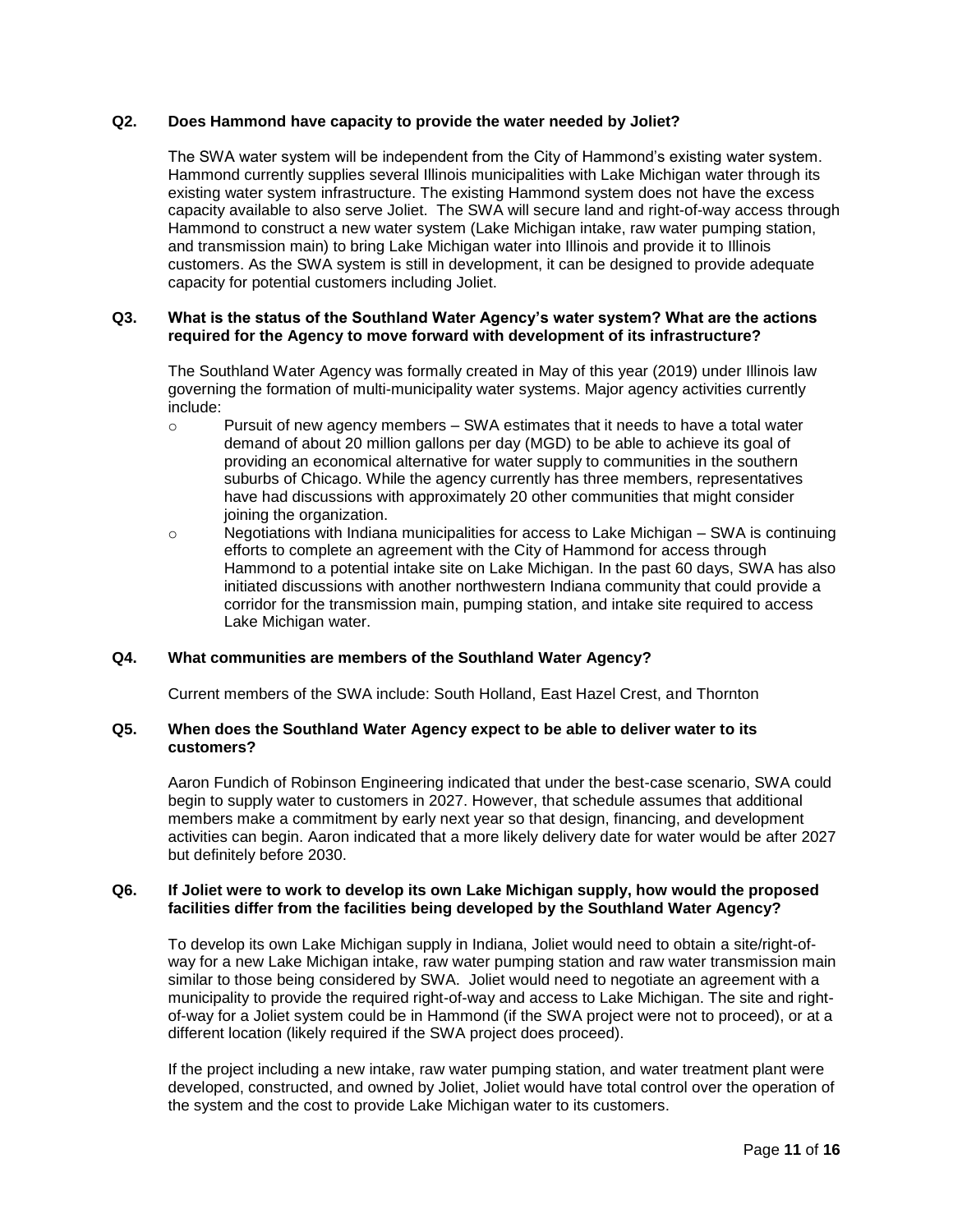**Q2. Does Hammond have capacity to provide the water needed by Joliet?**

The SWA water system will be independent from the City of Hammond's existing water system. Hammond currently supplies several Illinois municipalities with Lake Michigan water through its existing water system infrastructure. The existing Hammond system does not have the excess capacity available to also serve Joliet. The SWA will secure land and right-of-way access through Hammond to construct a new water system (Lake Michigan intake, raw water pumping station, and transmission main) to bring Lake Michigan water into Illinois and provide it to Illinois customers. As the SWA system is still in development, it can be designed to provide adequate capacity for potential customers including Joliet.

**Q3. What is the status of the Southland Water Agency's water system? What are the actions required for the Agency to move forward with development of its infrastructure?**

The Southland Water Agency was formally created in May of this year (2019) under Illinois law governing the formation of multi-municipality water systems. Major agency activities currently include:

- Pursuit of new agency members – SWA estimates that it needs to have a total water demand of about 20 million gallons per day (MGD) to be able to achieve its goal of providing an economical alternative for water supply to communities in the southern suburbs of Chicago. While the agency currently has three members, representatives have had discussions with approximately 20 other communities that might consider joining the organization.
- Negotiations with Indiana municipalities for access to Lake Michigan – SWA is continuing efforts to complete an agreement with the City of Hammond for access through Hammond to a potential intake site on Lake Michigan. In the past 60 days, SWA has also initiated discussions with another northwestern Indiana community that could provide a corridor for the transmission main, pumping station, and intake site required to access Lake Michigan water.

**Q4. What communities are members of the Southland Water Agency?**

Current members of the SWA include: South Holland, East Hazel Crest, and Thornton

**Q5. When does the Southland Water Agency expect to be able to deliver water to its customers?**

Aaron Fundich of Robinson Engineering indicated that under the best-case scenario, SWA could begin to supply water to customers in 2027. However, that schedule assumes that additional members make a commitment by early next year so that design, financing, and development activities can begin. Aaron indicated that a more likely delivery date for water would be after 2027 but definitely before 2030.

**Q6. If Joliet were to work to develop its own Lake Michigan supply, how would the proposed facilities differ from the facilities being developed by the Southland Water Agency?**

To develop its own Lake Michigan supply in Indiana, Joliet would need to obtain a site/right-of-way for a new Lake Michigan intake, raw water pumping station and raw water transmission main similar to those being considered by SWA. Joliet would need to negotiate an agreement with a municipality to provide the required right-of-way and access to Lake Michigan. The site and right-of-way for a Joliet system could be in Hammond (if the SWA project were not to proceed), or at a different location (likely required if the SWA project does proceed).

If the project including a new intake, raw water pumping station, and water treatment plant were developed, constructed, and owned by Joliet, Joliet would have total control over the operation of the system and the cost to provide Lake Michigan water to its customers.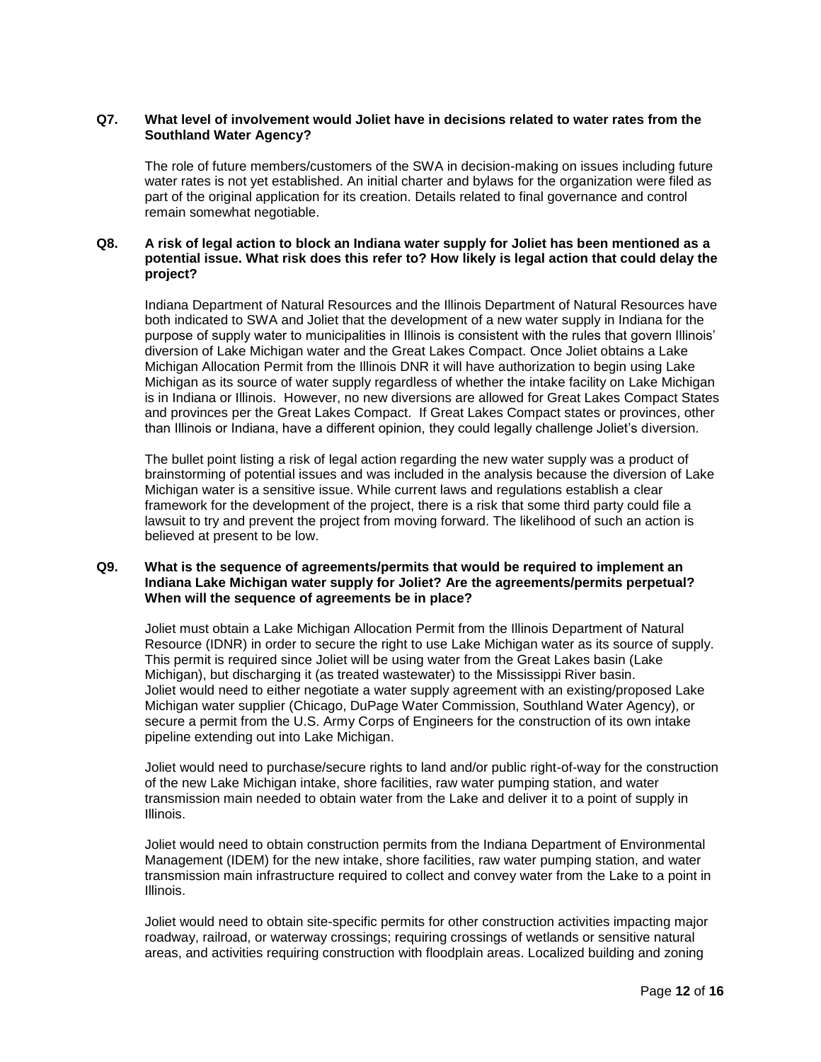**Q7. What level of involvement would Joliet have in decisions related to water rates from the Southland Water Agency?**

The role of future members/customers of the SWA in decision-making on issues including future water rates is not yet established. An initial charter and bylaws for the organization were filed as part of the original application for its creation. Details related to final governance and control remain somewhat negotiable.

**Q8. A risk of legal action to block an Indiana water supply for Joliet has been mentioned as a potential issue. What risk does this refer to? How likely is legal action that could delay the project?**

Indiana Department of Natural Resources and the Illinois Department of Natural Resources have both indicated to SWA and Joliet that the development of a new water supply in Indiana for the purpose of supply water to municipalities in Illinois is consistent with the rules that govern Illinois' diversion of Lake Michigan water and the Great Lakes Compact. Once Joliet obtains a Lake Michigan Allocation Permit from the Illinois DNR it will have authorization to begin using Lake Michigan as its source of water supply regardless of whether the intake facility on Lake Michigan is in Indiana or Illinois. However, no new diversions are allowed for Great Lakes Compact States and provinces per the Great Lakes Compact. If Great Lakes Compact states or provinces, other than Illinois or Indiana, have a different opinion, they could legally challenge Joliet's diversion.

The bullet point listing a risk of legal action regarding the new water supply was a product of brainstorming of potential issues and was included in the analysis because the diversion of Lake Michigan water is a sensitive issue. While current laws and regulations establish a clear framework for the development of the project, there is a risk that some third party could file a lawsuit to try and prevent the project from moving forward. The likelihood of such an action is believed at present to be low.

**Q9. What is the sequence of agreements/permits that would be required to implement an Indiana Lake Michigan water supply for Joliet? Are the agreements/permits perpetual? When will the sequence of agreements be in place?**

Joliet must obtain a Lake Michigan Allocation Permit from the Illinois Department of Natural Resource (IDNR) in order to secure the right to use Lake Michigan water as its source of supply. This permit is required since Joliet will be using water from the Great Lakes basin (Lake Michigan), but discharging it (as treated wastewater) to the Mississippi River basin.
Joliet would need to either negotiate a water supply agreement with an existing/proposed Lake Michigan water supplier (Chicago, DuPage Water Commission, Southland Water Agency), or secure a permit from the U.S. Army Corps of Engineers for the construction of its own intake pipeline extending out into Lake Michigan.

Joliet would need to purchase/secure rights to land and/or public right-of-way for the construction of the new Lake Michigan intake, shore facilities, raw water pumping station, and water transmission main needed to obtain water from the Lake and deliver it to a point of supply in Illinois.

Joliet would need to obtain construction permits from the Indiana Department of Environmental Management (IDEM) for the new intake, shore facilities, raw water pumping station, and water transmission main infrastructure required to collect and convey water from the Lake to a point in Illinois.

Joliet would need to obtain site-specific permits for other construction activities impacting major roadway, railroad, or waterway crossings; requiring crossings of wetlands or sensitive natural areas, and activities requiring construction with floodplain areas. Localized building and zoning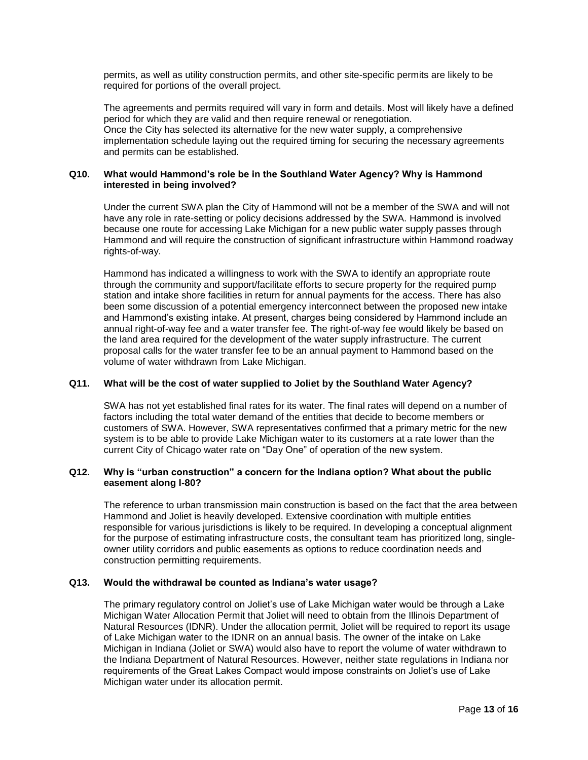permits, as well as utility construction permits, and other site-specific permits are likely to be required for portions of the overall project.

The agreements and permits required will vary in form and details. Most will likely have a defined period for which they are valid and then require renewal or renegotiation.
Once the City has selected its alternative for the new water supply, a comprehensive implementation schedule laying out the required timing for securing the necessary agreements and permits can be established.

**Q10. What would Hammond's role be in the Southland Water Agency? Why is Hammond interested in being involved?**

Under the current SWA plan the City of Hammond will not be a member of the SWA and will not have any role in rate-setting or policy decisions addressed by the SWA. Hammond is involved because one route for accessing Lake Michigan for a new public water supply passes through Hammond and will require the construction of significant infrastructure within Hammond roadway rights-of-way.

Hammond has indicated a willingness to work with the SWA to identify an appropriate route through the community and support/facilitate efforts to secure property for the required pump station and intake shore facilities in return for annual payments for the access. There has also been some discussion of a potential emergency interconnect between the proposed new intake and Hammond's existing intake. At present, charges being considered by Hammond include an annual right-of-way fee and a water transfer fee. The right-of-way fee would likely be based on the land area required for the development of the water supply infrastructure. The current proposal calls for the water transfer fee to be an annual payment to Hammond based on the volume of water withdrawn from Lake Michigan.

**Q11. What will be the cost of water supplied to Joliet by the Southland Water Agency?**

SWA has not yet established final rates for its water. The final rates will depend on a number of factors including the total water demand of the entities that decide to become members or customers of SWA. However, SWA representatives confirmed that a primary metric for the new system is to be able to provide Lake Michigan water to its customers at a rate lower than the current City of Chicago water rate on "Day One" of operation of the new system.

**Q12. Why is "urban construction" a concern for the Indiana option? What about the public easement along I-80?**

The reference to urban transmission main construction is based on the fact that the area between Hammond and Joliet is heavily developed. Extensive coordination with multiple entities responsible for various jurisdictions is likely to be required. In developing a conceptual alignment for the purpose of estimating infrastructure costs, the consultant team has prioritized long, single-owner utility corridors and public easements as options to reduce coordination needs and construction permitting requirements.

**Q13. Would the withdrawal be counted as Indiana's water usage?**

The primary regulatory control on Joliet's use of Lake Michigan water would be through a Lake Michigan Water Allocation Permit that Joliet will need to obtain from the Illinois Department of Natural Resources (IDNR). Under the allocation permit, Joliet will be required to report its usage of Lake Michigan water to the IDNR on an annual basis. The owner of the intake on Lake Michigan in Indiana (Joliet or SWA) would also have to report the volume of water withdrawn to the Indiana Department of Natural Resources. However, neither state regulations in Indiana nor requirements of the Great Lakes Compact would impose constraints on Joliet's use of Lake Michigan water under its allocation permit.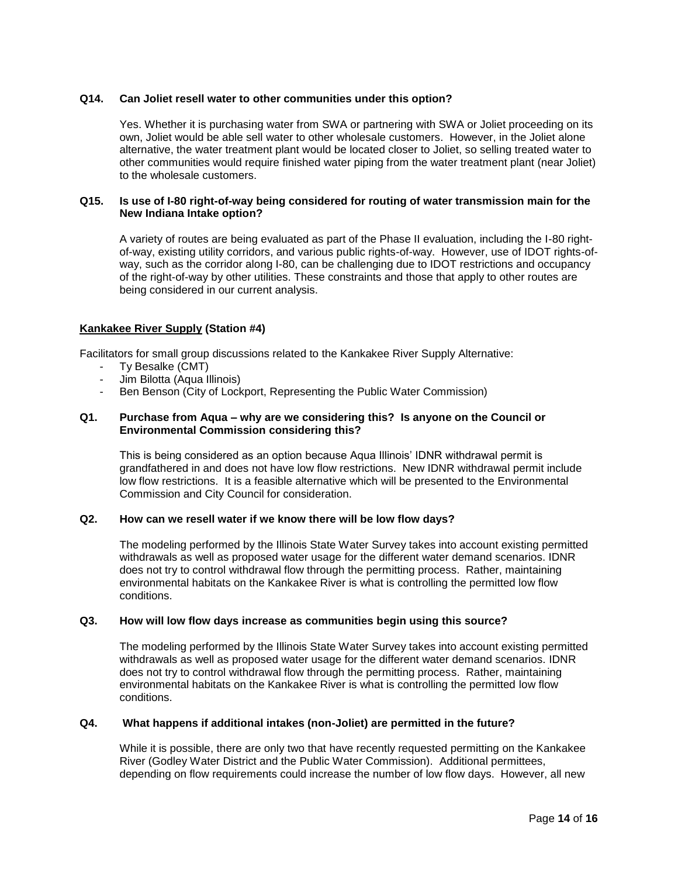**Q14. Can Joliet resell water to other communities under this option?**

Yes. Whether it is purchasing water from SWA or partnering with SWA or Joliet proceeding on its own, Joliet would be able sell water to other wholesale customers. However, in the Joliet alone alternative, the water treatment plant would be located closer to Joliet, so selling treated water to other communities would require finished water piping from the water treatment plant (near Joliet) to the wholesale customers.

**Q15. Is use of I-80 right-of-way being considered for routing of water transmission main for the New Indiana Intake option?**

A variety of routes are being evaluated as part of the Phase II evaluation, including the I-80 right-of-way, existing utility corridors, and various public rights-of-way. However, use of IDOT rights-of-way, such as the corridor along I-80, can be challenging due to IDOT restrictions and occupancy of the right-of-way by other utilities. These constraints and those that apply to other routes are being considered in our current analysis.

**Kankakee River Supply (Station #4)**

Facilitators for small group discussions related to the Kankakee River Supply Alternative:

- Ty Besalke (CMT)
- Jim Bilotta (Aqua Illinois)
- Ben Benson (City of Lockport, Representing the Public Water Commission)

**Q1. Purchase from Aqua – why are we considering this? Is anyone on the Council or Environmental Commission considering this?**

This is being considered as an option because Aqua Illinois' IDNR withdrawal permit is grandfathered in and does not have low flow restrictions. New IDNR withdrawal permit include low flow restrictions. It is a feasible alternative which will be presented to the Environmental Commission and City Council for consideration.

**Q2. How can we resell water if we know there will be low flow days?**

The modeling performed by the Illinois State Water Survey takes into account existing permitted withdrawals as well as proposed water usage for the different water demand scenarios. IDNR does not try to control withdrawal flow through the permitting process. Rather, maintaining environmental habitats on the Kankakee River is what is controlling the permitted low flow conditions.

**Q3. How will low flow days increase as communities begin using this source?**

The modeling performed by the Illinois State Water Survey takes into account existing permitted withdrawals as well as proposed water usage for the different water demand scenarios. IDNR does not try to control withdrawal flow through the permitting process. Rather, maintaining environmental habitats on the Kankakee River is what is controlling the permitted low flow conditions.

**Q4. What happens if additional intakes (non-Joliet) are permitted in the future?**

While it is possible, there are only two that have recently requested permitting on the Kankakee River (Godley Water District and the Public Water Commission). Additional permittees, depending on flow requirements could increase the number of low flow days. However, all new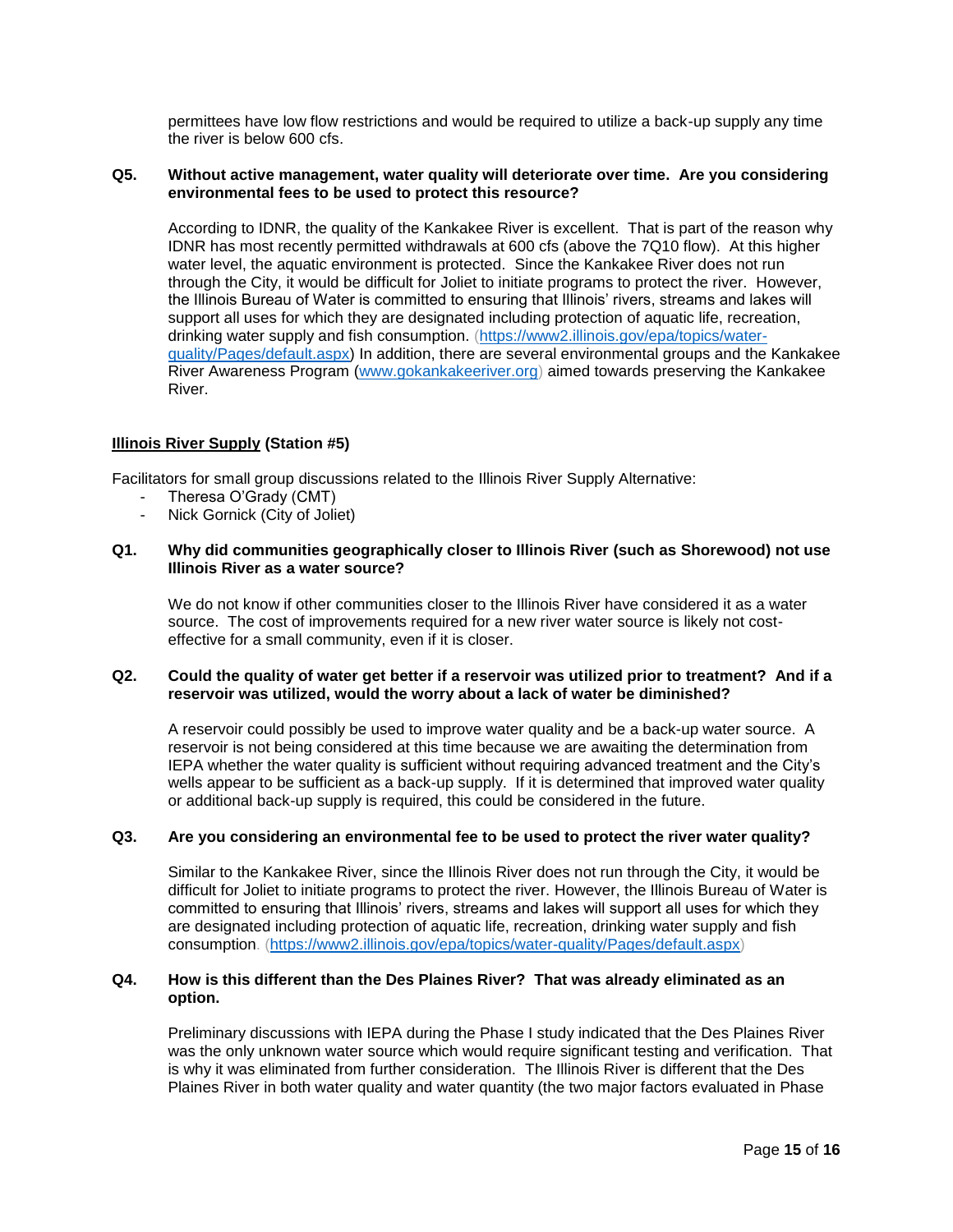permittees have low flow restrictions and would be required to utilize a back-up supply any time the river is below 600 cfs.

**Q5. Without active management, water quality will deteriorate over time. Are you considering environmental fees to be used to protect this resource?**

According to IDNR, the quality of the Kankakee River is excellent. That is part of the reason why IDNR has most recently permitted withdrawals at 600 cfs (above the 7Q10 flow). At this higher water level, the aquatic environment is protected. Since the Kankakee River does not run through the City, it would be difficult for Joliet to initiate programs to protect the river. However, the Illinois Bureau of Water is committed to ensuring that Illinois' rivers, streams and lakes will support all uses for which they are designated including protection of aquatic life, recreation, drinking water supply and fish consumption. (https://www2.illinois.gov/epa/topics/water-quality/Pages/default.aspx) In addition, there are several environmental groups and the Kankakee River Awareness Program (www.gokankakeeriver.org) aimed towards preserving the Kankakee River.

**<u>Illinois River Supply</u> (Station #5)**

Facilitators for small group discussions related to the Illinois River Supply Alternative:

- Theresa O'Grady (CMT)
- Nick Gornick (City of Joliet)

**Q1. Why did communities geographically closer to Illinois River (such as Shorewood) not use Illinois River as a water source?**

We do not know if other communities closer to the Illinois River have considered it as a water source. The cost of improvements required for a new river water source is likely not cost-effective for a small community, even if it is closer.

**Q2. Could the quality of water get better if a reservoir was utilized prior to treatment? And if a reservoir was utilized, would the worry about a lack of water be diminished?**

A reservoir could possibly be used to improve water quality and be a back-up water source. A reservoir is not being considered at this time because we are awaiting the determination from IEPA whether the water quality is sufficient without requiring advanced treatment and the City's wells appear to be sufficient as a back-up supply. If it is determined that improved water quality or additional back-up supply is required, this could be considered in the future.

**Q3. Are you considering an environmental fee to be used to protect the river water quality?**

Similar to the Kankakee River, since the Illinois River does not run through the City, it would be difficult for Joliet to initiate programs to protect the river. However, the Illinois Bureau of Water is committed to ensuring that Illinois' rivers, streams and lakes will support all uses for which they are designated including protection of aquatic life, recreation, drinking water supply and fish consumption. (https://www2.illinois.gov/epa/topics/water-quality/Pages/default.aspx)

**Q4. How is this different than the Des Plaines River? That was already eliminated as an option.**

Preliminary discussions with IEPA during the Phase I study indicated that the Des Plaines River was the only unknown water source which would require significant testing and verification. That is why it was eliminated from further consideration. The Illinois River is different that the Des Plaines River in both water quality and water quantity (the two major factors evaluated in Phase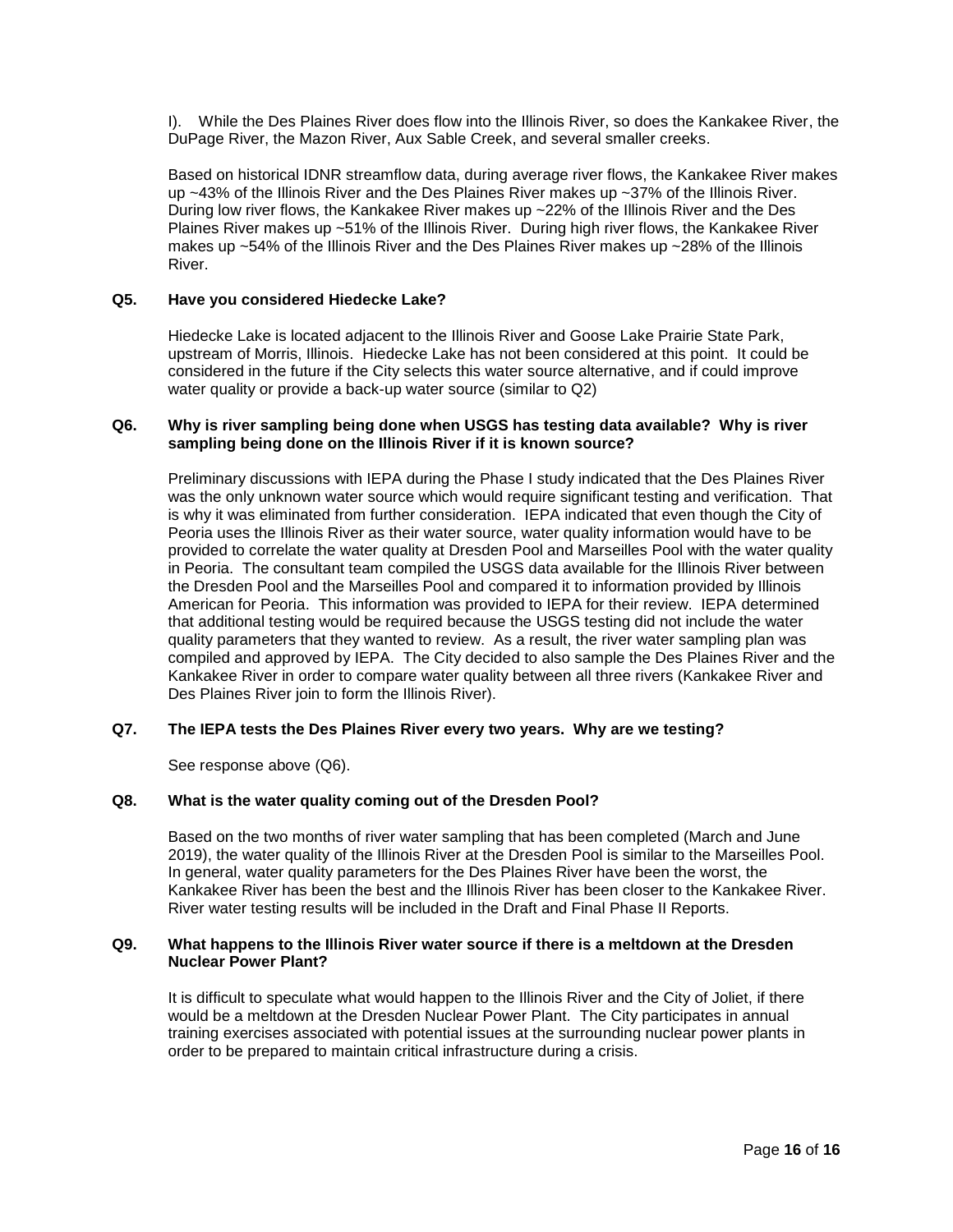I). While the Des Plaines River does flow into the Illinois River, so does the Kankakee River, the DuPage River, the Mazon River, Aux Sable Creek, and several smaller creeks.

Based on historical IDNR streamflow data, during average river flows, the Kankakee River makes up ~43% of the Illinois River and the Des Plaines River makes up ~37% of the Illinois River. During low river flows, the Kankakee River makes up ~22% of the Illinois River and the Des Plaines River makes up ~51% of the Illinois River. During high river flows, the Kankakee River makes up ~54% of the Illinois River and the Des Plaines River makes up ~28% of the Illinois River.

**Q5. Have you considered Hiedecke Lake?**

Hiedecke Lake is located adjacent to the Illinois River and Goose Lake Prairie State Park, upstream of Morris, Illinois. Hiedecke Lake has not been considered at this point. It could be considered in the future if the City selects this water source alternative, and if could improve water quality or provide a back-up water source (similar to Q2)

**Q6. Why is river sampling being done when USGS has testing data available? Why is river sampling being done on the Illinois River if it is known source?**

Preliminary discussions with IEPA during the Phase I study indicated that the Des Plaines River was the only unknown water source which would require significant testing and verification. That is why it was eliminated from further consideration. IEPA indicated that even though the City of Peoria uses the Illinois River as their water source, water quality information would have to be provided to correlate the water quality at Dresden Pool and Marseilles Pool with the water quality in Peoria. The consultant team compiled the USGS data available for the Illinois River between the Dresden Pool and the Marseilles Pool and compared it to information provided by Illinois American for Peoria. This information was provided to IEPA for their review. IEPA determined that additional testing would be required because the USGS testing did not include the water quality parameters that they wanted to review. As a result, the river water sampling plan was compiled and approved by IEPA. The City decided to also sample the Des Plaines River and the Kankakee River in order to compare water quality between all three rivers (Kankakee River and Des Plaines River join to form the Illinois River).

**Q7. The IEPA tests the Des Plaines River every two years. Why are we testing?**

See response above (Q6).

**Q8. What is the water quality coming out of the Dresden Pool?**

Based on the two months of river water sampling that has been completed (March and June 2019), the water quality of the Illinois River at the Dresden Pool is similar to the Marseilles Pool. In general, water quality parameters for the Des Plaines River have been the worst, the Kankakee River has been the best and the Illinois River has been closer to the Kankakee River. River water testing results will be included in the Draft and Final Phase II Reports.

**Q9. What happens to the Illinois River water source if there is a meltdown at the Dresden Nuclear Power Plant?**

It is difficult to speculate what would happen to the Illinois River and the City of Joliet, if there would be a meltdown at the Dresden Nuclear Power Plant. The City participates in annual training exercises associated with potential issues at the surrounding nuclear power plants in order to be prepared to maintain critical infrastructure during a crisis.